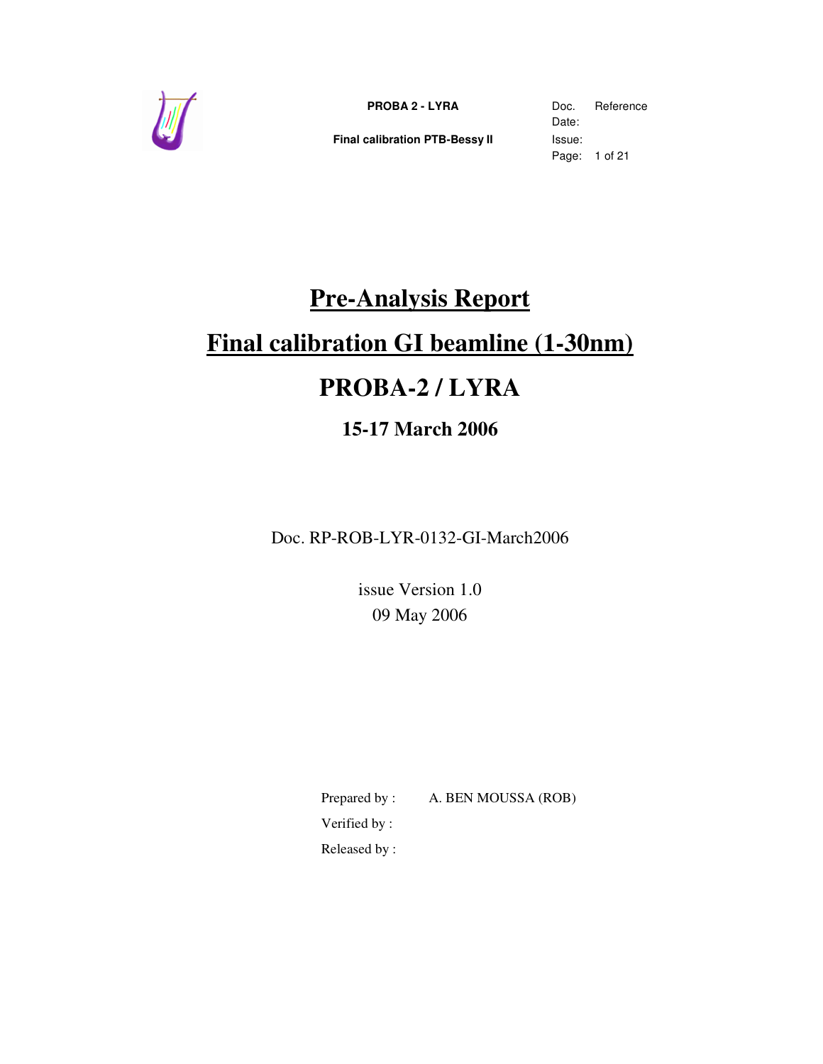# Pre-Analysis Report

# Final calibration GI beamline (1-30nm)

# PROBA-2 / LYRA

## 15-17 March 2006

Doc. RP-ROB-LYR-0132-GI-March2006

issue Version 1.0

09 May 2006

Prepared by : A. BEN MOUSSA (ROB)

Verified by :

Released by :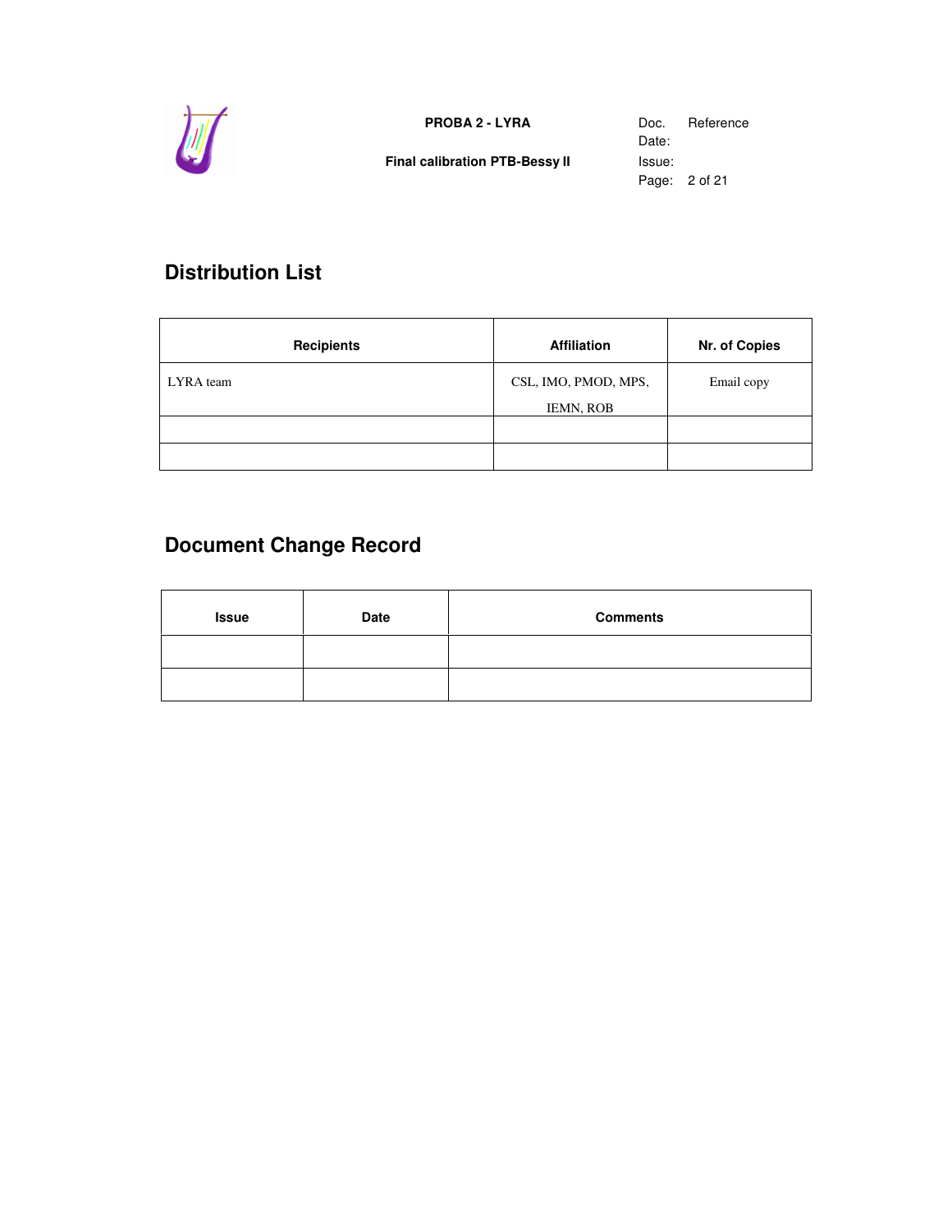## Distribution List

| Recipients | Affiliation | Nr. of Copies |
|---|---|---|
| LYRA team | CSL, IMO, PMOD, MPS, IEMN, ROB | Email copy |
| | | |
| | | |

## Document Change Record

| Issue | Date | Comments |
|---|---|---|
| | | |
| | | |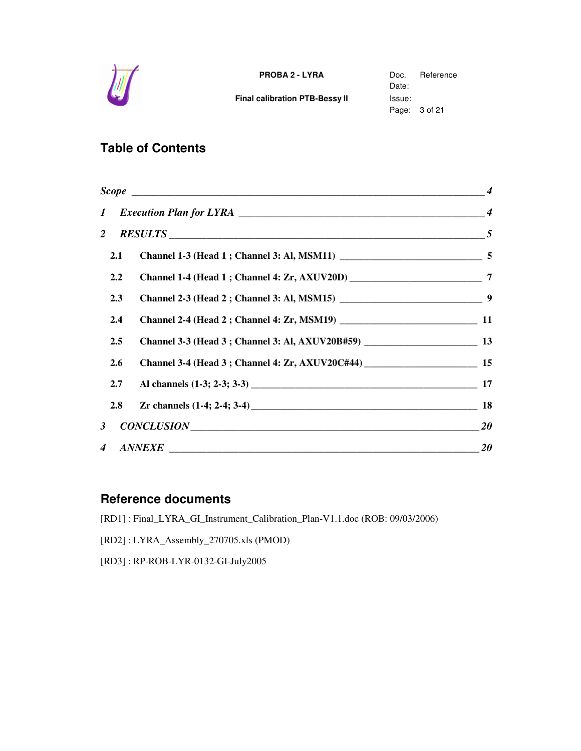## Table of Contents

*Scope* ______________________________________________________________ *4*

*1 Execution Plan for LYRA* ______________________________________________ *4*

*2 RESULTS* ______________________________________________________________ *5*

- **2.1 Channel 1-3 (Head 1 ; Channel 3: Al, MSM11)** _____________________________ **5**
- **2.2 Channel 1-4 (Head 1 ; Channel 4: Zr, AXUV20D)** ___________________________ **7**
- **2.3 Channel 2-3 (Head 2 ; Channel 3: Al, MSM15)** _____________________________ **9**
- **2.4 Channel 2-4 (Head 2 ; Channel 4: Zr, MSM19)** _____________________________ **11**
- **2.5 Channel 3-3 (Head 3 ; Channel 3: Al, AXUV20B#59)** ________________________ **13**
- **2.6 Channel 3-4 (Head 3 ; Channel 4: Zr, AXUV20C#44)** ________________________ **15**
- **2.7 Al channels (1-3; 2-3; 3-3)** _________________________________________ **17**
- **2.8 Zr channels (1-4; 2-4; 3-4)** _________________________________________ **18**

*3 CONCLUSION* ___________________________________________________________ *20*

*4 ANNEXE* _______________________________________________________________ *20*

## Reference documents

[RD1] : Final_LYRA_GI_Instrument_Calibration_Plan-V1.1.doc (ROB: 09/03/2006)

[RD2] : LYRA_Assembly_270705.xls (PMOD)

[RD3] : RP-ROB-LYR-0132-GI-July2005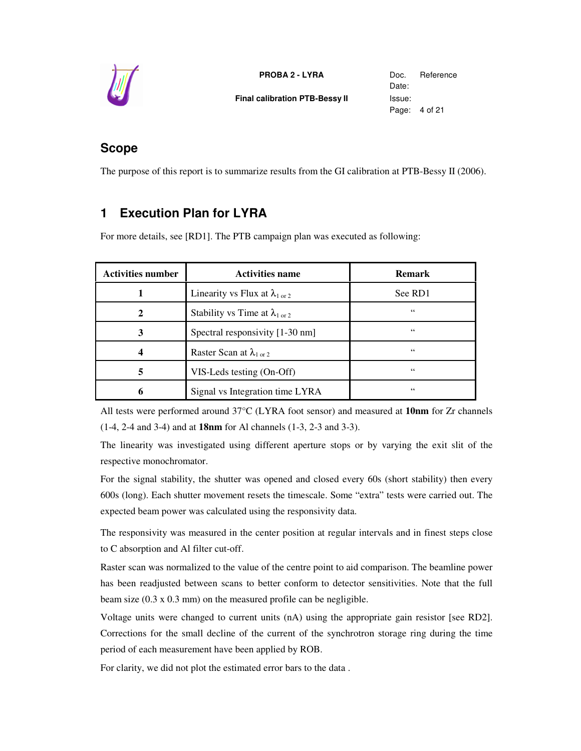## Scope

The purpose of this report is to summarize results from the GI calibration at PTB-Bessy II (2006).

# 1 Execution Plan for LYRA

For more details, see [RD1]. The PTB campaign plan was executed as following:

| Activities number | Activities name | Remark |
|---|---|---|
| 1 | Linearity vs Flux at $\lambda_{1\ or\ 2}$ | See RD1 |
| 2 | Stability vs Time at $\lambda_{1\ or\ 2}$ | " |
| 3 | Spectral responsivity [1-30 nm] | " |
| 4 | Raster Scan at $\lambda_{1\ or\ 2}$ | " |
| 5 | VIS-Leds testing (On-Off) | " |
| 6 | Signal vs Integration time LYRA | " |

All tests were performed around 37°C (LYRA foot sensor) and measured at **10nm** for Zr channels (1-4, 2-4 and 3-4) and at **18nm** for Al channels (1-3, 2-3 and 3-3).

The linearity was investigated using different aperture stops or by varying the exit slit of the respective monochromator.

For the signal stability, the shutter was opened and closed every 60s (short stability) then every 600s (long). Each shutter movement resets the timescale. Some "extra" tests were carried out. The expected beam power was calculated using the responsivity data.

The responsivity was measured in the center position at regular intervals and in finest steps close to C absorption and Al filter cut-off.

Raster scan was normalized to the value of the centre point to aid comparison. The beamline power has been readjusted between scans to better conform to detector sensitivities. Note that the full beam size (0.3 x 0.3 mm) on the measured profile can be negligible.

Voltage units were changed to current units (nA) using the appropriate gain resistor [see RD2]. Corrections for the small decline of the current of the synchrotron storage ring during the time period of each measurement have been applied by ROB.

For clarity, we did not plot the estimated error bars to the data .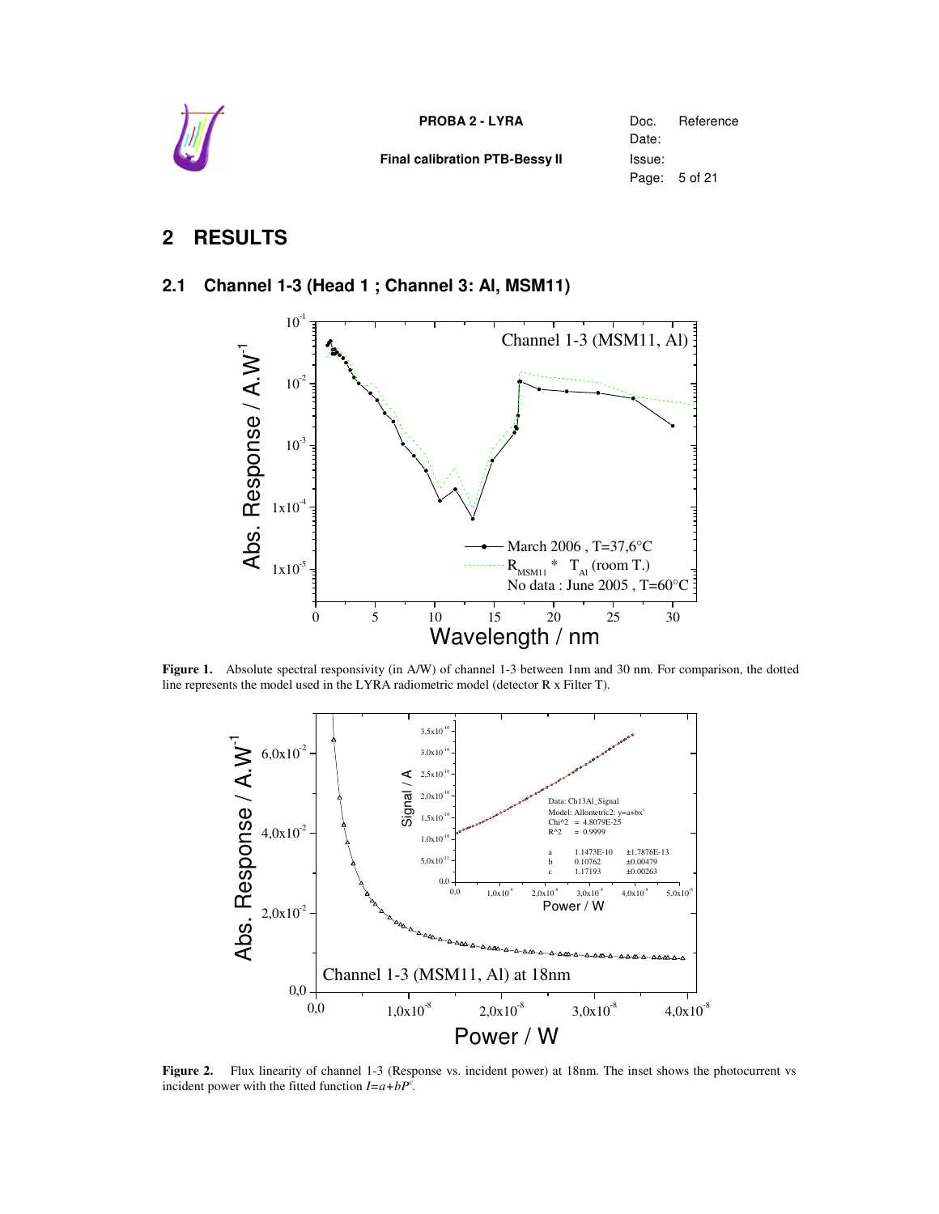# 2 RESULTS

## 2.1 Channel 1-3 (Head 1 ; Channel 3: Al, MSM11)

**Figure 1.** Absolute spectral responsivity (in A/W) of channel 1-3 between 1nm and 30 nm. For comparison, the dotted line represents the model used in the LYRA radiometric model (detector R x Filter T).

**Figure 2.** Flux linearity of channel 1-3 (Response vs. incident power) at 18nm. The inset shows the photocurrent vs incident power with the fitted function $I=a+bP^c$.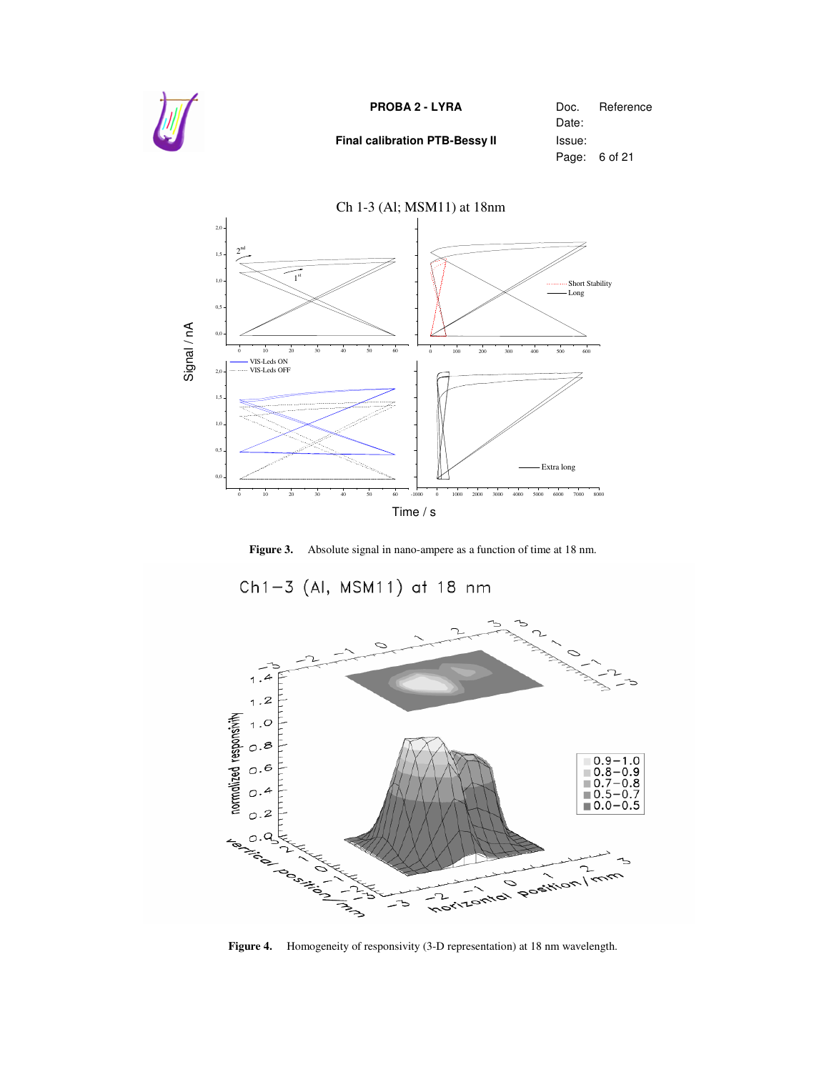**Figure 3.** Absolute signal in nano-ampere as a function of time at 18 nm.

**Figure 4.** Homogeneity of responsivity (3-D representation) at 18 nm wavelength.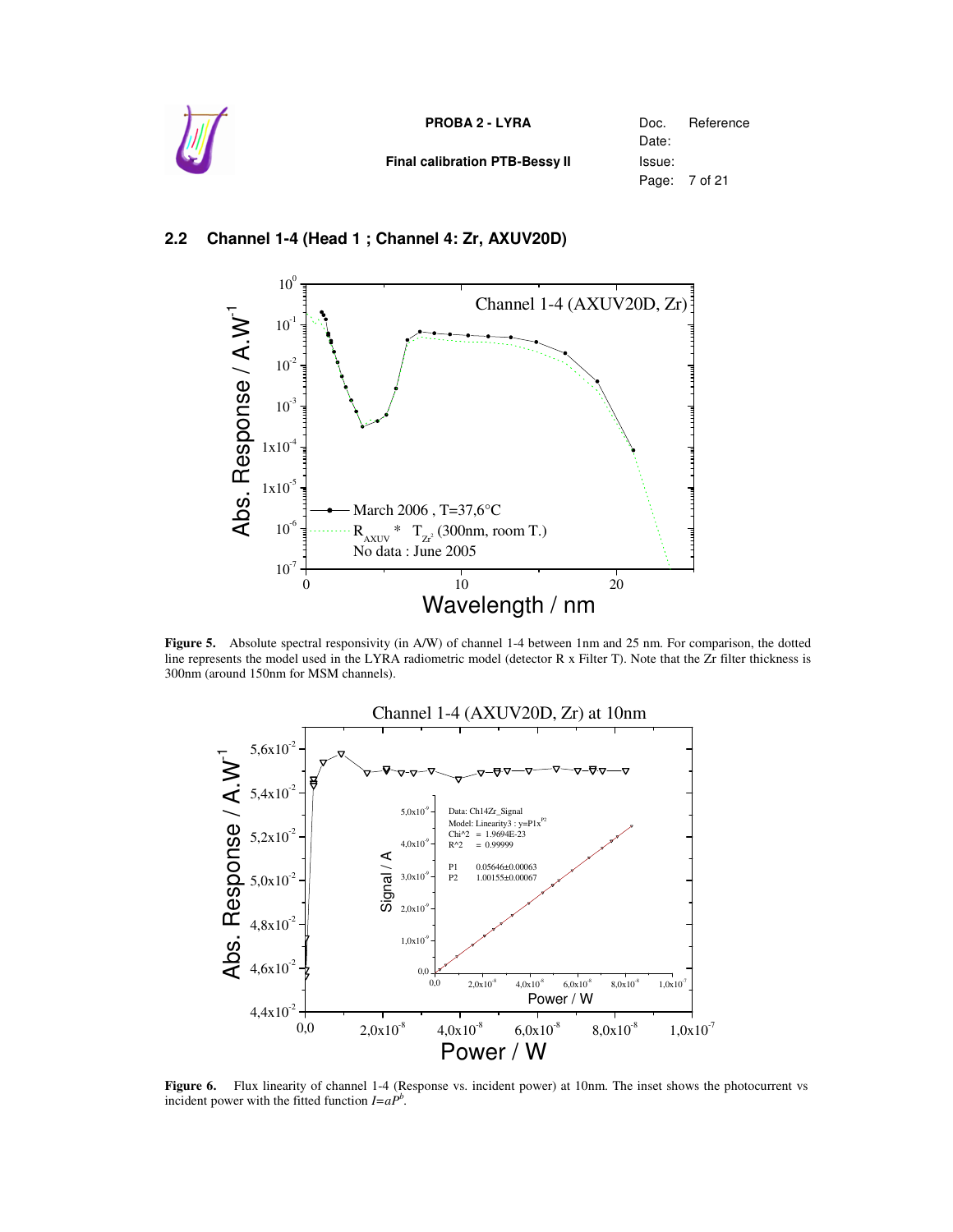## 2.2 Channel 1-4 (Head 1 ; Channel 4: Zr, AXUV20D)

**Figure 5.** Absolute spectral responsivity (in A/W) of channel 1-4 between 1nm and 25 nm. For comparison, the dotted line represents the model used in the LYRA radiometric model (detector R x Filter T). Note that the Zr filter thickness is 300nm (around 150nm for MSM channels).

**Figure 6.** Flux linearity of channel 1-4 (Response vs. incident power) at 10nm. The inset shows the photocurrent vs incident power with the fitted function $I=aP^b$.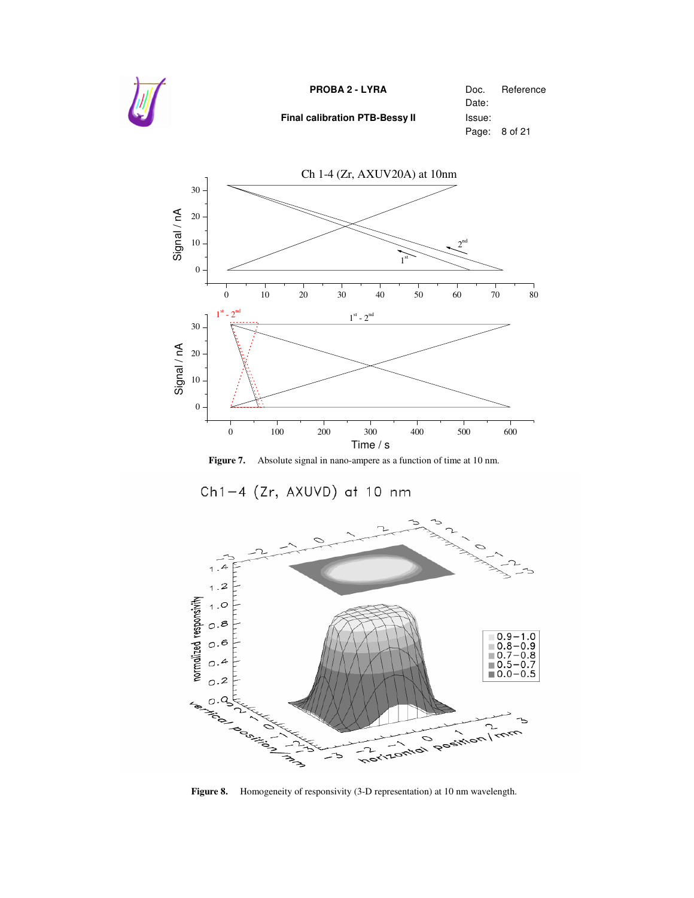**Figure 7.** Absolute signal in nano-ampere as a function of time at 10 nm.

**Figure 8.** Homogeneity of responsivity (3-D representation) at 10 nm wavelength.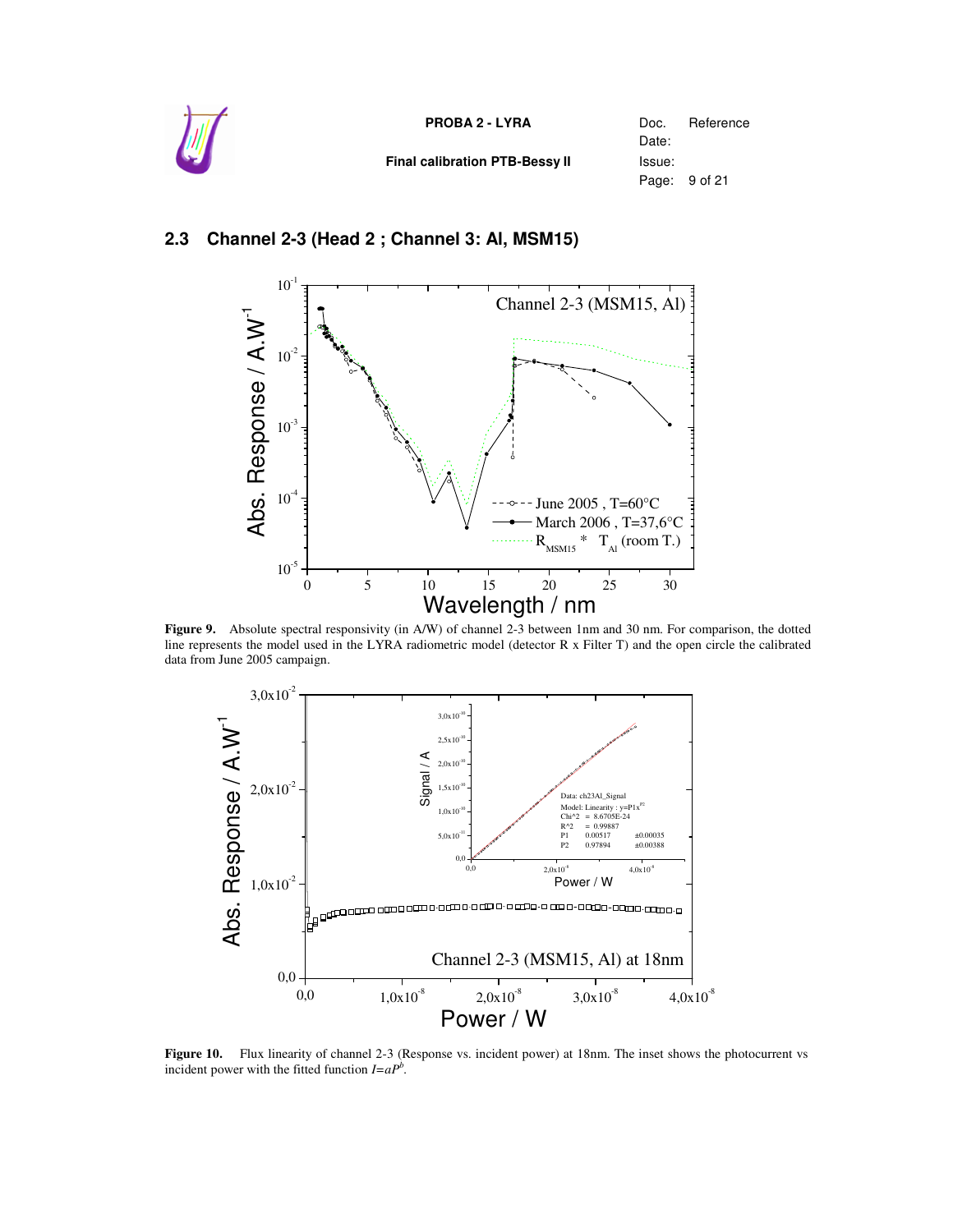## 2.3 Channel 2-3 (Head 2 ; Channel 3: Al, MSM15)

**Figure 9.** Absolute spectral responsivity (in A/W) of channel 2-3 between 1nm and 30 nm. For comparison, the dotted line represents the model used in the LYRA radiometric model (detector R x Filter T) and the open circle the calibrated data from June 2005 campaign.

**Figure 10.** Flux linearity of channel 2-3 (Response vs. incident power) at 18nm. The inset shows the photocurrent vs incident power with the fitted function $I = aP^b$.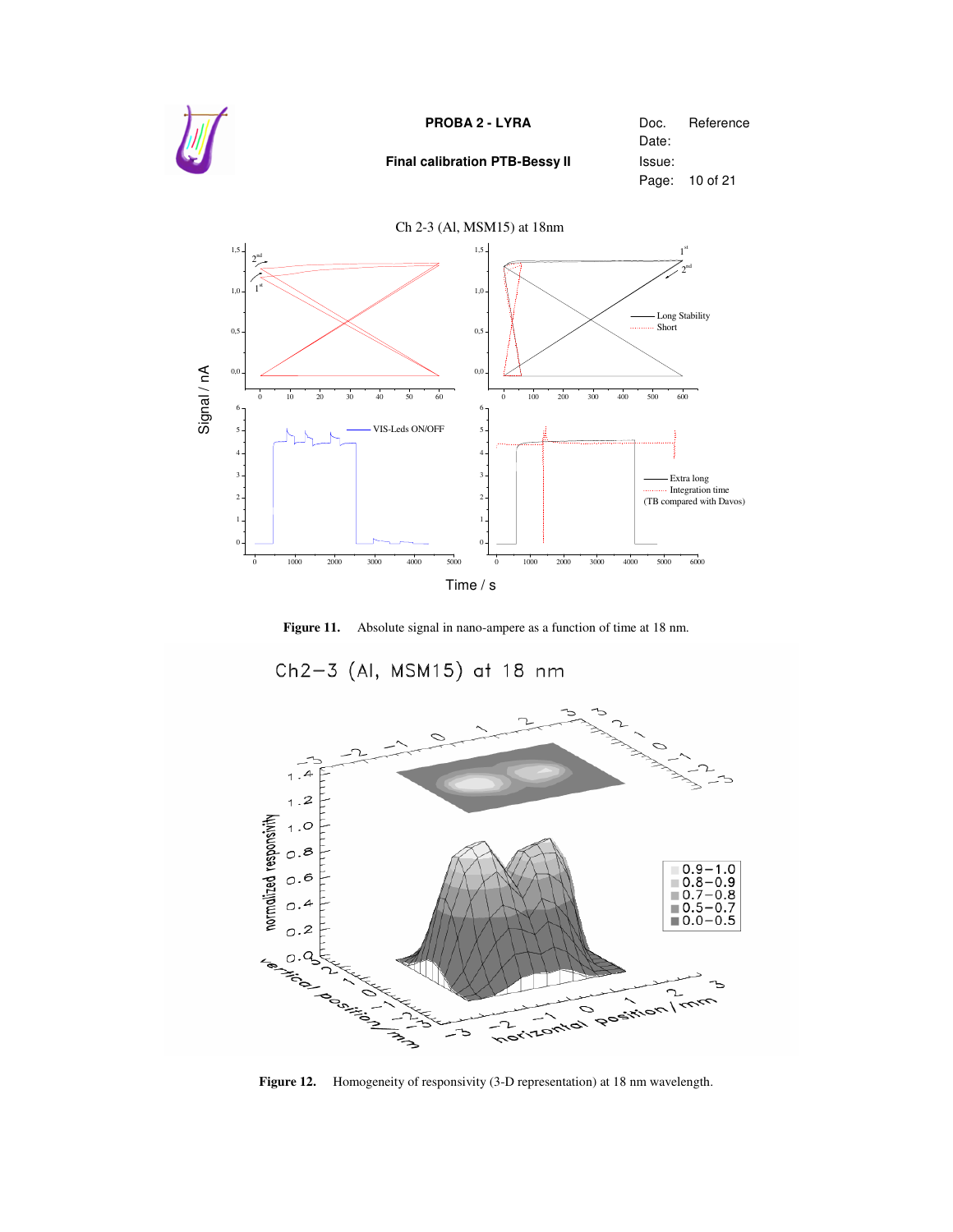**Figure 11.** Absolute signal in nano-ampere as a function of time at 18 nm.

**Figure 12.** Homogeneity of responsivity (3-D representation) at 18 nm wavelength.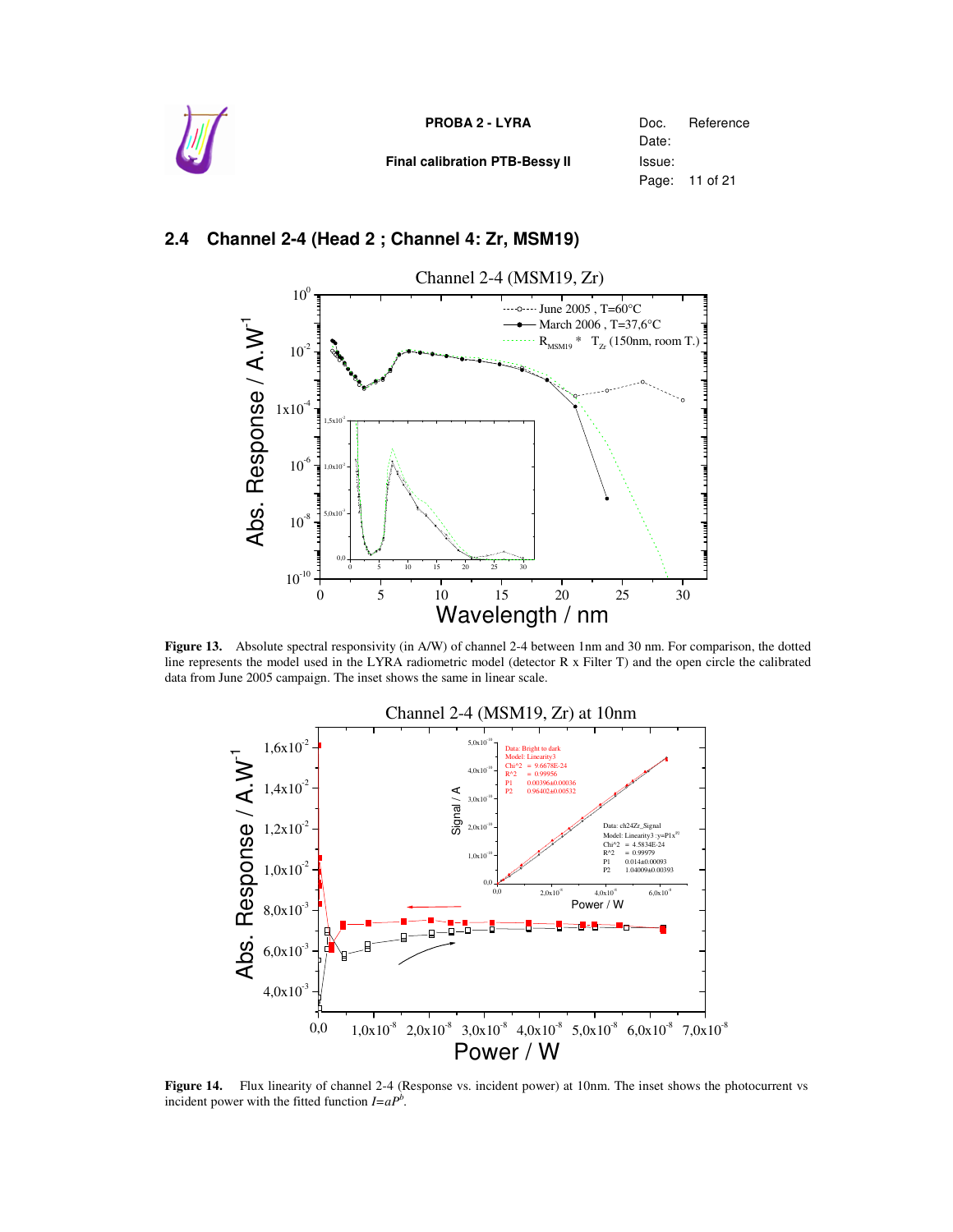## 2.4 Channel 2-4 (Head 2 ; Channel 4: Zr, MSM19)

**Figure 13.** Absolute spectral responsivity (in A/W) of channel 2-4 between 1nm and 30 nm. For comparison, the dotted line represents the model used in the LYRA radiometric model (detector R x Filter T) and the open circle the calibrated data from June 2005 campaign. The inset shows the same in linear scale.

**Figure 14.** Flux linearity of channel 2-4 (Response vs. incident power) at 10nm. The inset shows the photocurrent vs incident power with the fitted function $I=aP^b$.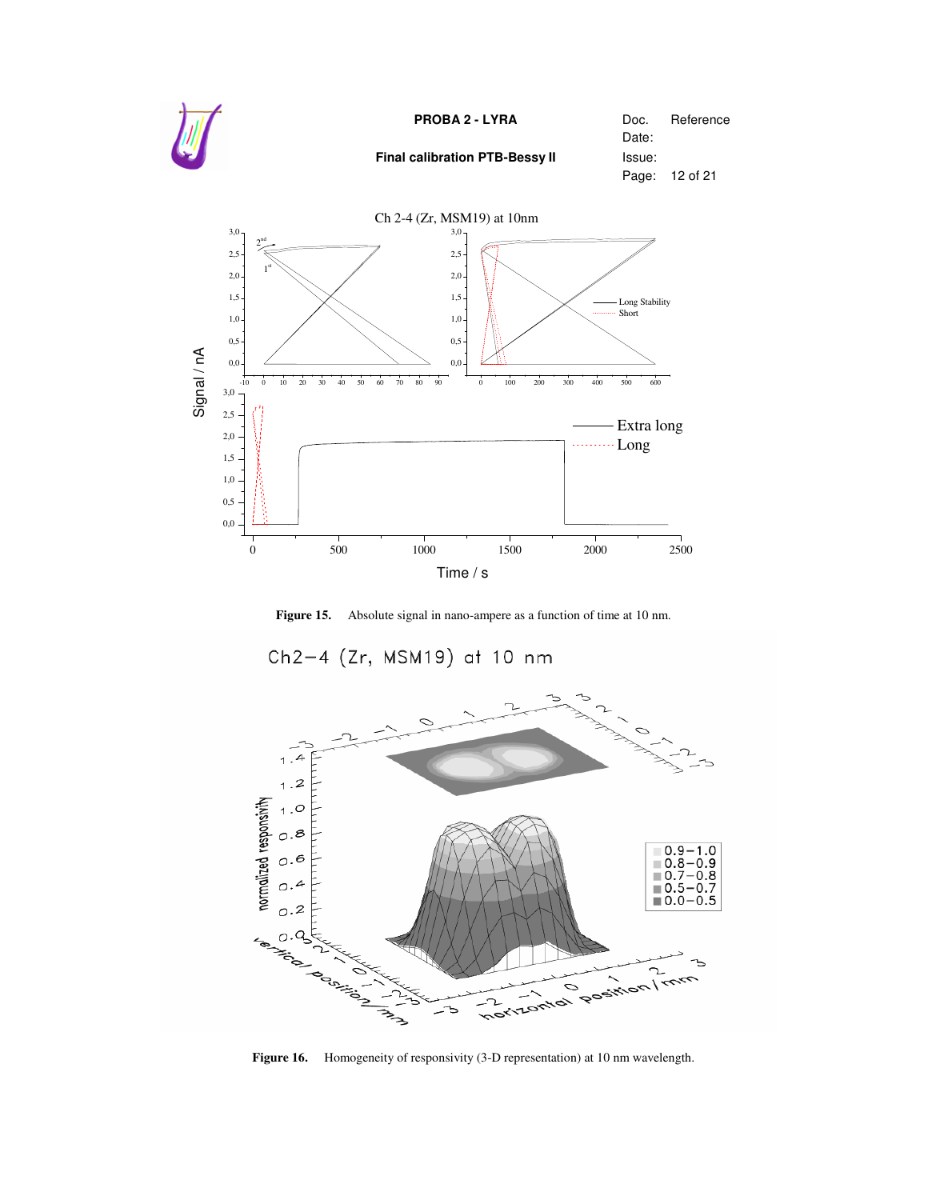**Figure 15.** Absolute signal in nano-ampere as a function of time at 10 nm.

**Figure 16.** Homogeneity of responsivity (3-D representation) at 10 nm wavelength.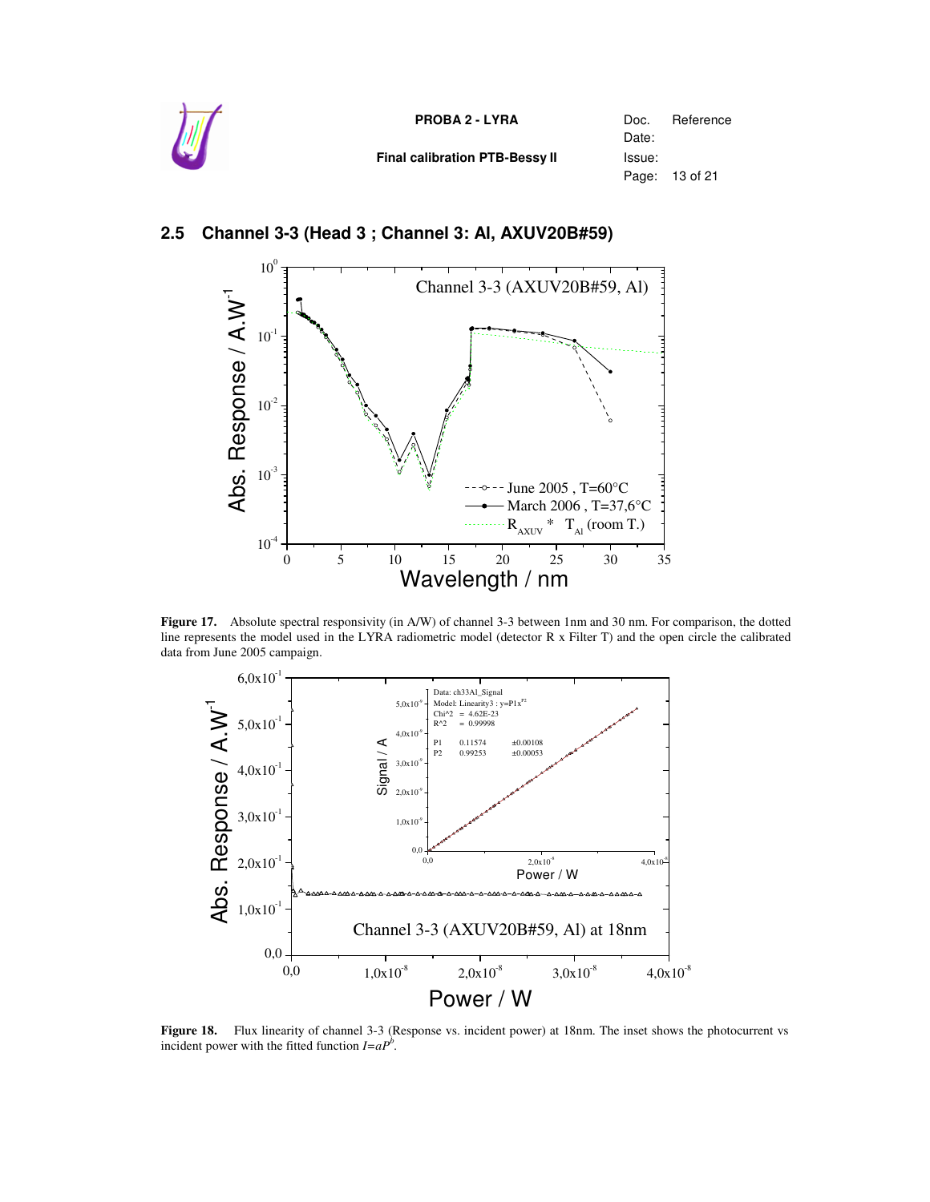## 2.5 Channel 3-3 (Head 3 ; Channel 3: Al, AXUV20B#59)

**Figure 17.** Absolute spectral responsivity (in A/W) of channel 3-3 between 1nm and 30 nm. For comparison, the dotted line represents the model used in the LYRA radiometric model (detector R x Filter T) and the open circle the calibrated data from June 2005 campaign.

**Figure 18.** Flux linearity of channel 3-3 (Response vs. incident power) at 18nm. The inset shows the photocurrent vs incident power with the fitted function $I=aP^b$.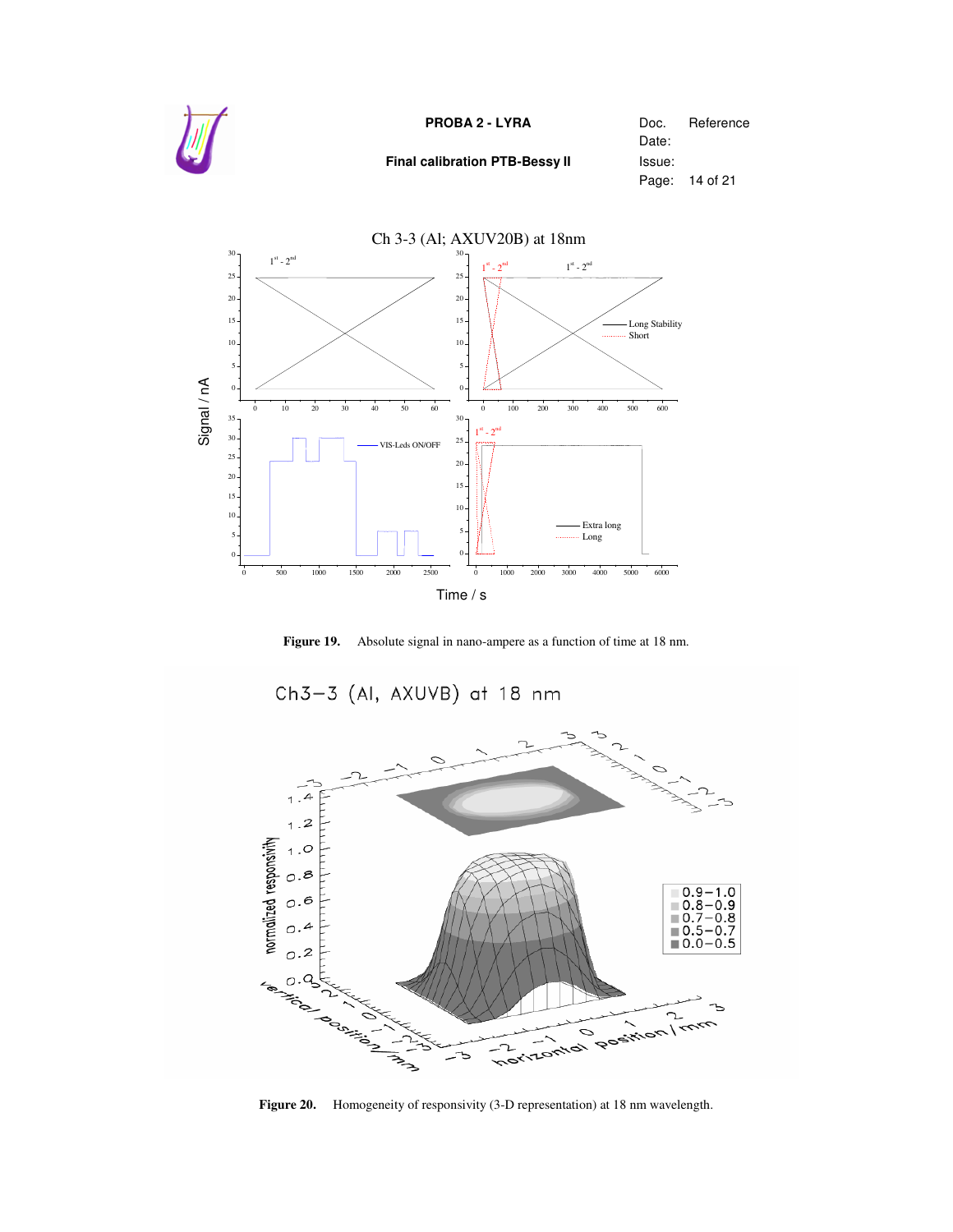**Figure 19.** Absolute signal in nano-ampere as a function of time at 18 nm.

**Figure 20.** Homogeneity of responsivity (3-D representation) at 18 nm wavelength.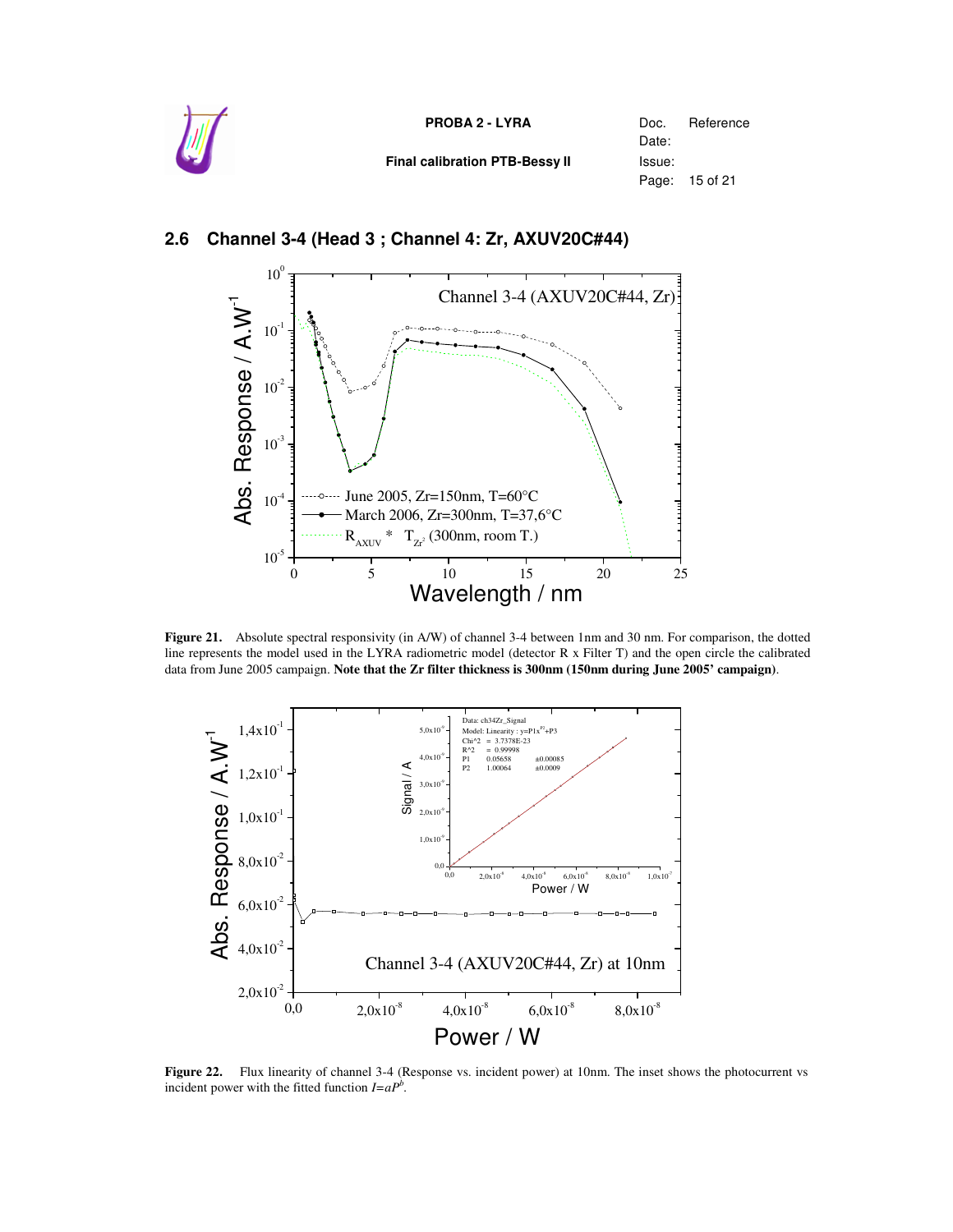## 2.6 Channel 3-4 (Head 3 ; Channel 4: Zr, AXUV20C#44)

**Figure 21.** Absolute spectral responsivity (in A/W) of channel 3-4 between 1nm and 30 nm. For comparison, the dotted line represents the model used in the LYRA radiometric model (detector R x Filter T) and the open circle the calibrated data from June 2005 campaign. **Note that the Zr filter thickness is 300nm (150nm during June 2005' campaign)**.

**Figure 22.** Flux linearity of channel 3-4 (Response vs. incident power) at 10nm. The inset shows the photocurrent vs incident power with the fitted function $I=aP^b$.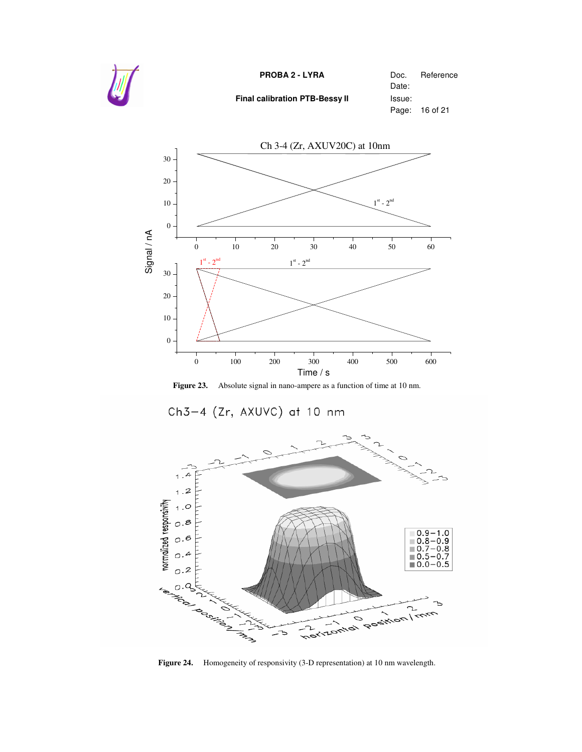Figure 23. Absolute signal in nano-ampere as a function of time at 10 nm.

Figure 24. Homogeneity of responsivity (3-D representation) at 10 nm wavelength.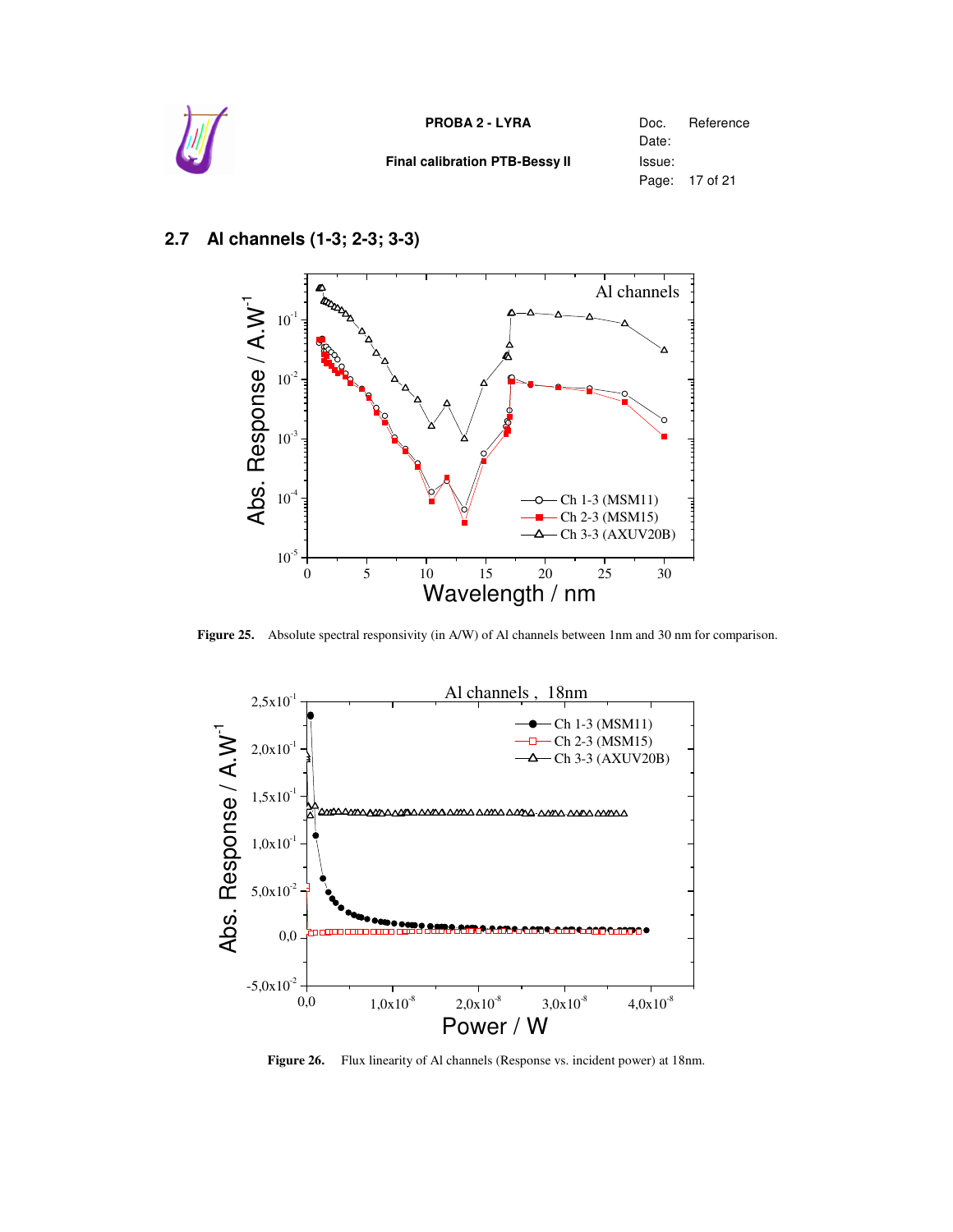## 2.7 Al channels (1-3; 2-3; 3-3)

**Figure 25.** Absolute spectral responsivity (in A/W) of Al channels between 1nm and 30 nm for comparison.

**Figure 26.** Flux linearity of Al channels (Response vs. incident power) at 18nm.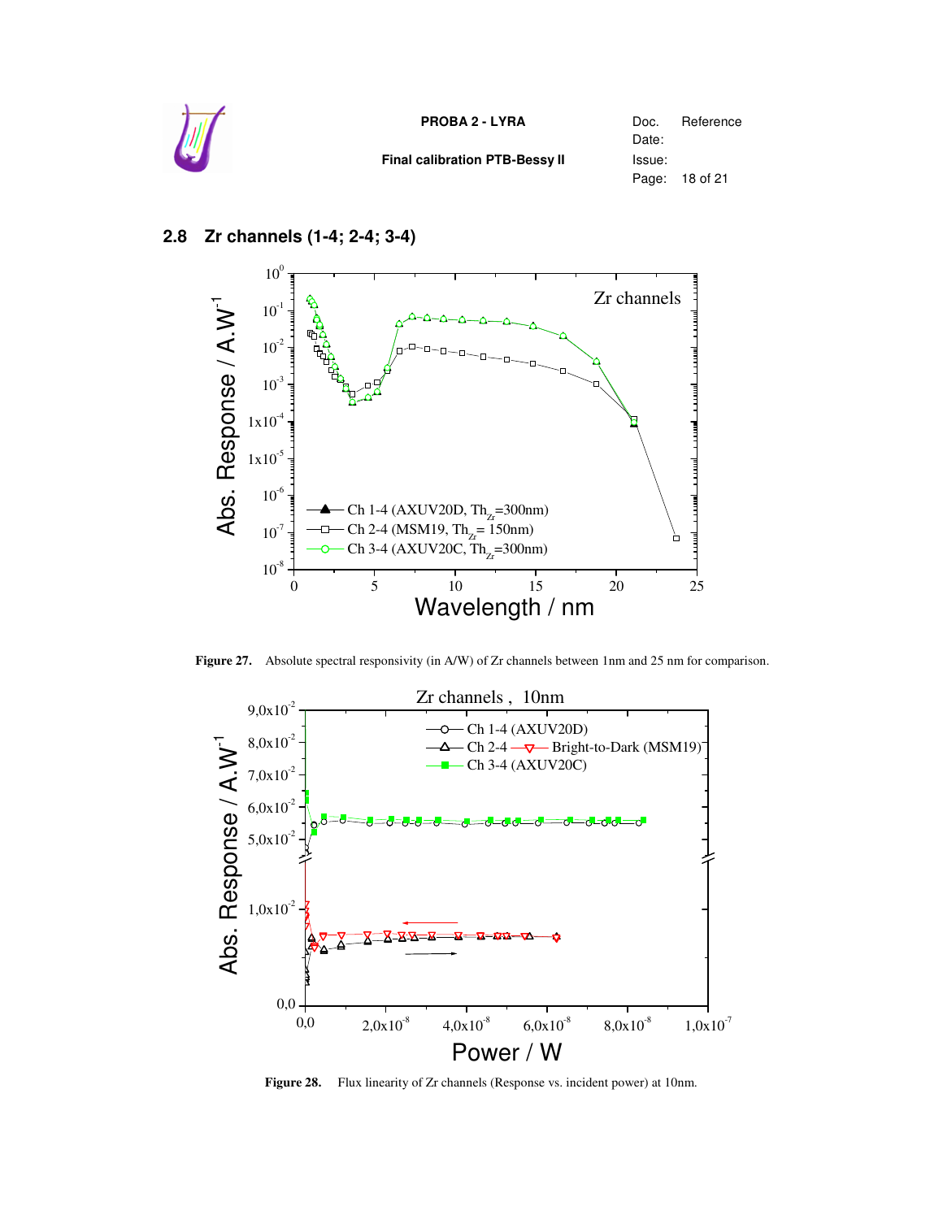## 2.8 Zr channels (1-4; 2-4; 3-4)

**Figure 27.** Absolute spectral responsivity (in A/W) of Zr channels between 1nm and 25 nm for comparison.

**Figure 28.** Flux linearity of Zr channels (Response vs. incident power) at 10nm.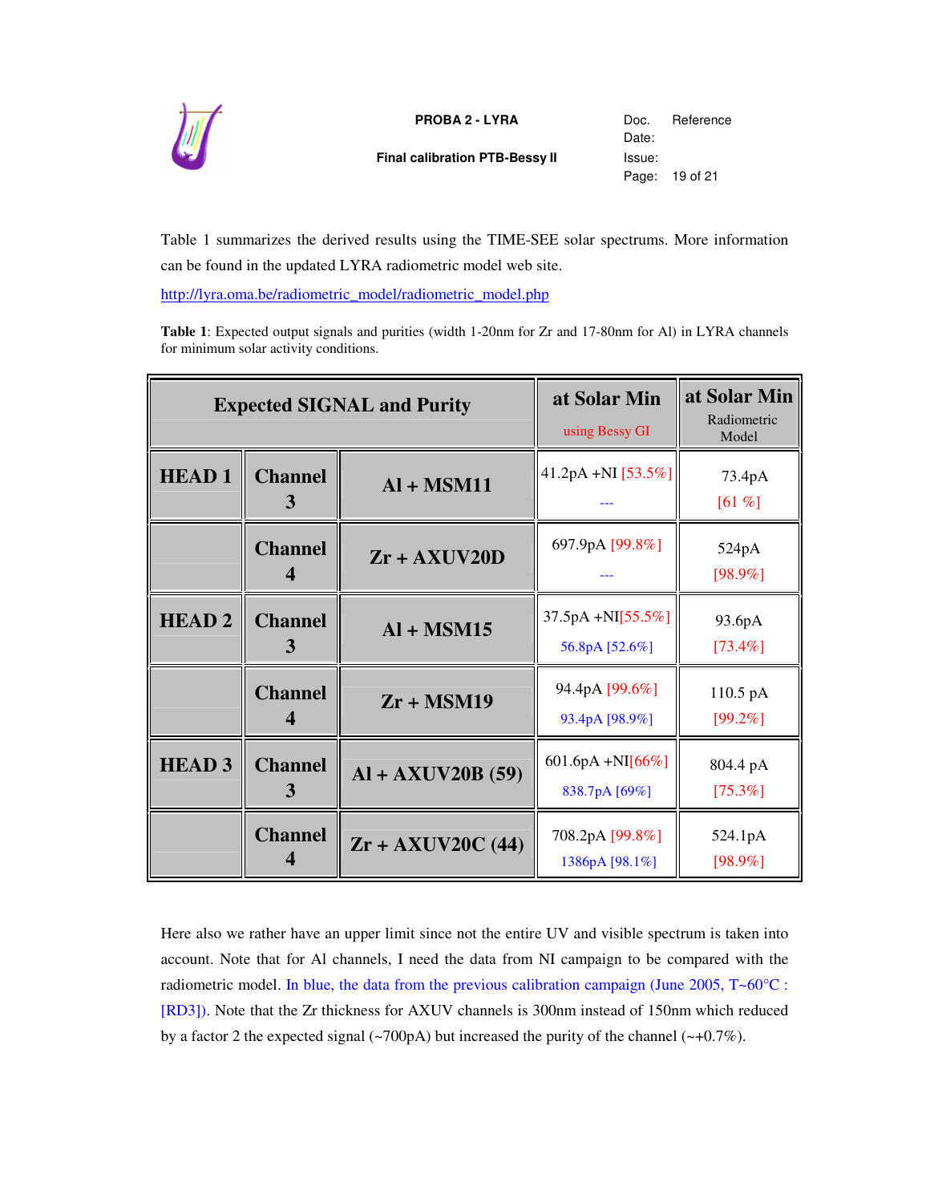Table 1 summarizes the derived results using the TIME-SEE solar spectrums. More information can be found in the updated LYRA radiometric model web site.

http://lyra.oma.be/radiometric_model/radiometric_model.php

**Table 1**: Expected output signals and purities (width 1-20nm for Zr and 17-80nm for Al) in LYRA channels for minimum solar activity conditions.

| Expected SIGNAL and Purity | | | at Solar Min using Bessy GI | at Solar Min Radiometric Model |
|---|---|---|---|---|
| HEAD 1 | Channel 3 | Al + MSM11 | 41.2pA +NI [53.5%] --- | 73.4pA [61 %] |
| | Channel 4 | Zr + AXUV20D | 697.9pA [99.8%] --- | 524pA [98.9%] |
| HEAD 2 | Channel 3 | Al + MSM15 | 37.5pA +NI[55.5%] 56.8pA [52.6%] | 93.6pA [73.4%] |
| | Channel 4 | Zr + MSM19 | 94.4pA [99.6%] 93.4pA [98.9%] | 110.5 pA [99.2%] |
| HEAD 3 | Channel 3 | Al + AXUV20B (59) | 601.6pA +NI[66%] 838.7pA [69%] | 804.4 pA [75.3%] |
| | Channel 4 | Zr + AXUV20C (44) | 708.2pA [99.8%] 1386pA [98.1%] | 524.1pA [98.9%] |

Here also we rather have an upper limit since not the entire UV and visible spectrum is taken into account. Note that for Al channels, I need the data from NI campaign to be compared with the radiometric model. In blue, the data from the previous calibration campaign (June 2005, T~60°C : [RD3]). Note that the Zr thickness for AXUV channels is 300nm instead of 150nm which reduced by a factor 2 the expected signal (~700pA) but increased the purity of the channel (~+0.7%).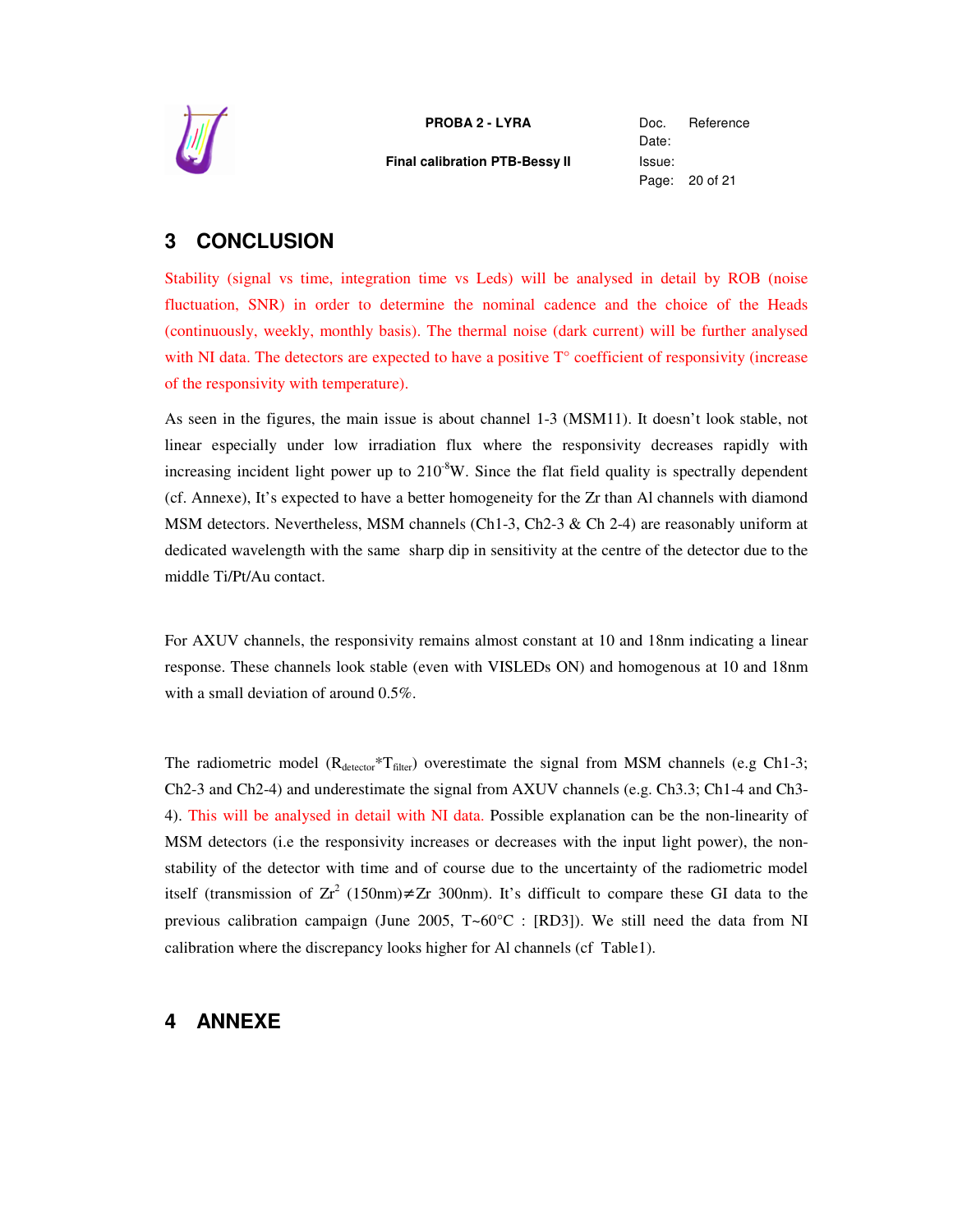# 3 CONCLUSION

Stability (signal vs time, integration time vs Leds) will be analysed in detail by ROB (noise fluctuation, SNR) in order to determine the nominal cadence and the choice of the Heads (continuously, weekly, monthly basis). The thermal noise (dark current) will be further analysed with NI data. The detectors are expected to have a positive T° coefficient of responsivity (increase of the responsivity with temperature).

As seen in the figures, the main issue is about channel 1-3 (MSM11). It doesn't look stable, not linear especially under low irradiation flux where the responsivity decreases rapidly with increasing incident light power up to $2 \cdot 10^{-8}$W. Since the flat field quality is spectrally dependent (cf. Annexe), It's expected to have a better homogeneity for the Zr than Al channels with diamond MSM detectors. Nevertheless, MSM channels (Ch1-3, Ch2-3 & Ch 2-4) are reasonably uniform at dedicated wavelength with the same sharp dip in sensitivity at the centre of the detector due to the middle Ti/Pt/Au contact.

For AXUV channels, the responsivity remains almost constant at 10 and 18nm indicating a linear response. These channels look stable (even with VISLEDs ON) and homogenous at 10 and 18nm with a small deviation of around 0.5%.

The radiometric model ($R_{detector}*T_{filter}$) overestimate the signal from MSM channels (e.g Ch1-3; Ch2-3 and Ch2-4) and underestimate the signal from AXUV channels (e.g. Ch3.3; Ch1-4 and Ch3-4). This will be analysed in detail with NI data. Possible explanation can be the non-linearity of MSM detectors (i.e the responsivity increases or decreases with the input light power), the non-stability of the detector with time and of course due to the uncertainty of the radiometric model itself (transmission of $Zr^2$ (150nm)$\neq$Zr 300nm). It's difficult to compare these GI data to the previous calibration campaign (June 2005, T~60°C : [RD3]). We still need the data from NI calibration where the discrepancy looks higher for Al channels (cf Table1).

# 4 ANNEXE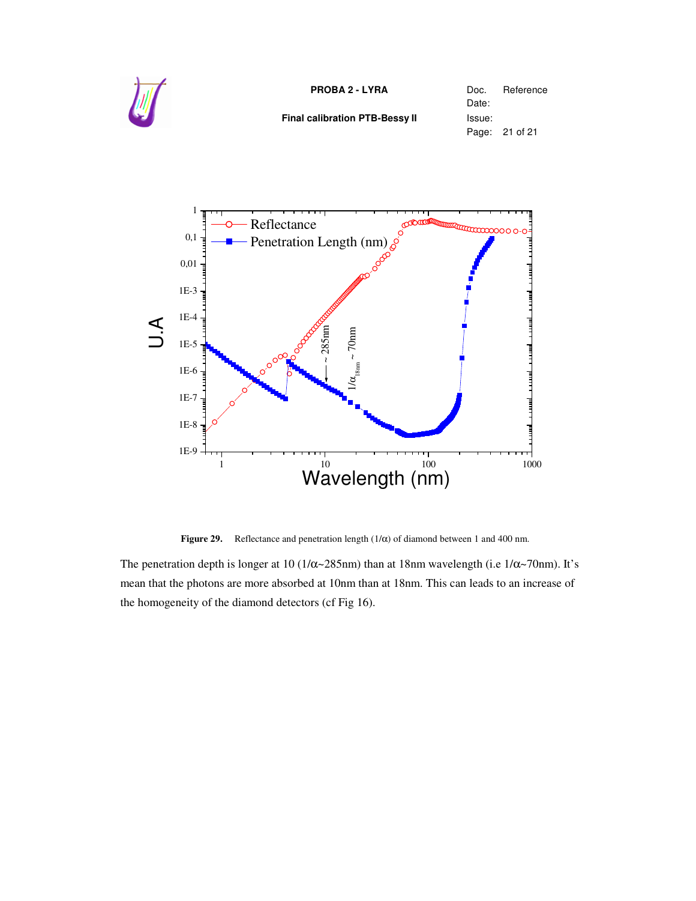1

0,1

0,01

1E-3

1E-4

1E-5

1E-6

1E-7

1E-8

1E-9

U.A

Reflectance

Penetration Length (nm)

~ 285nm

$1/\alpha_{18nm}$ ~ 70nm

1

10

100

1000

Wavelength (nm)

**Figure 29.** Reflectance and penetration length (1/α) of diamond between 1 and 400 nm.

The penetration depth is longer at 10 (1/α~285nm) than at 18nm wavelength (i.e 1/α~70nm). It's mean that the photons are more absorbed at 10nm than at 18nm. This can leads to an increase of the homogeneity of the diamond detectors (cf Fig 16).